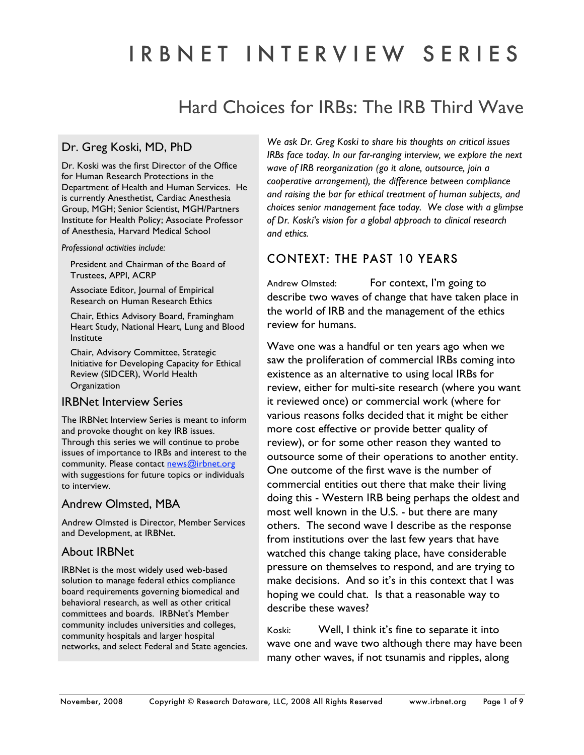# IRBNET INTERVIEW SERIES

## Hard Choices for IRBs: The IRB Third Wave

### Dr. Greg Koski, MD, PhD

Dr. Koski was the first Director of the Office for Human Research Protections in the Department of Health and Human Services. He is currently Anesthetist, Cardiac Anesthesia Group, MGH; Senior Scientist, MGH/Partners Institute for Health Policy; Associate Professor of Anesthesia, Harvard Medical School

*Professional activities include:*

- President and Chairman of the Board of Trustees, APPI, ACRP
- Associate Editor, Journal of Empirical Research on Human Research Ethics
- Chair, Ethics Advisory Board, Framingham Heart Study, National Heart, Lung and Blood Institute
- Chair, Advisory Committee, Strategic Initiative for Developing Capacity for Ethical Review (SIDCER), World Health Organization

### IRBNet Interview Series

The IRBNet Interview Series is meant to inform and provoke thought on key IRB issues. Through this series we will continue to probe issues of importance to IRBs and interest to the community. Please contact news@irbnet.org with suggestions for future topics or individuals to interview.

### Andrew Olmsted, MBA

Andrew Olmsted is Director, Member Services and Development, at IRBNet.

### About IRBNet

IRBNet is the most widely used web-based solution to manage federal ethics compliance board requirements governing biomedical and behavioral research, as well as other critical committees and boards. IRBNet's Member community includes universities and colleges, community hospitals and larger hospital networks, and select Federal and State agencies.

*We ask Dr. Greg Koski to share his thoughts on critical issues IRBs face today. In our far-ranging interview, we explore the next wave of IRB reorganization (go it alone, outsource, join a cooperative arrangement), the difference between compliance and raising the bar for ethical treatment of human subjects, and choices senior management face today. We close with a glimpse of Dr. Koski's vision for a global approach to clinical research and ethics.*

## CONTEXT: THE PAST 10 YEARS

Andrew Olmsted: For context, I'm going to describe two waves of change that have taken place in the world of IRB and the management of the ethics review for humans.

Wave one was a handful or ten years ago when we saw the proliferation of commercial IRBs coming into existence as an alternative to using local IRBs for review, either for multi-site research (where you want it reviewed once) or commercial work (where for various reasons folks decided that it might be either more cost effective or provide better quality of review), or for some other reason they wanted to outsource some of their operations to another entity. One outcome of the first wave is the number of commercial entities out there that make their living doing this - Western IRB being perhaps the oldest and most well known in the U.S. - but there are many others. The second wave I describe as the response from institutions over the last few years that have watched this change taking place, have considerable pressure on themselves to respond, and are trying to make decisions. And so it's in this context that I was hoping we could chat. Is that a reasonable way to describe these waves?

Koski: Well, I think it's fine to separate it into wave one and wave two although there may have been many other waves, if not tsunamis and ripples, along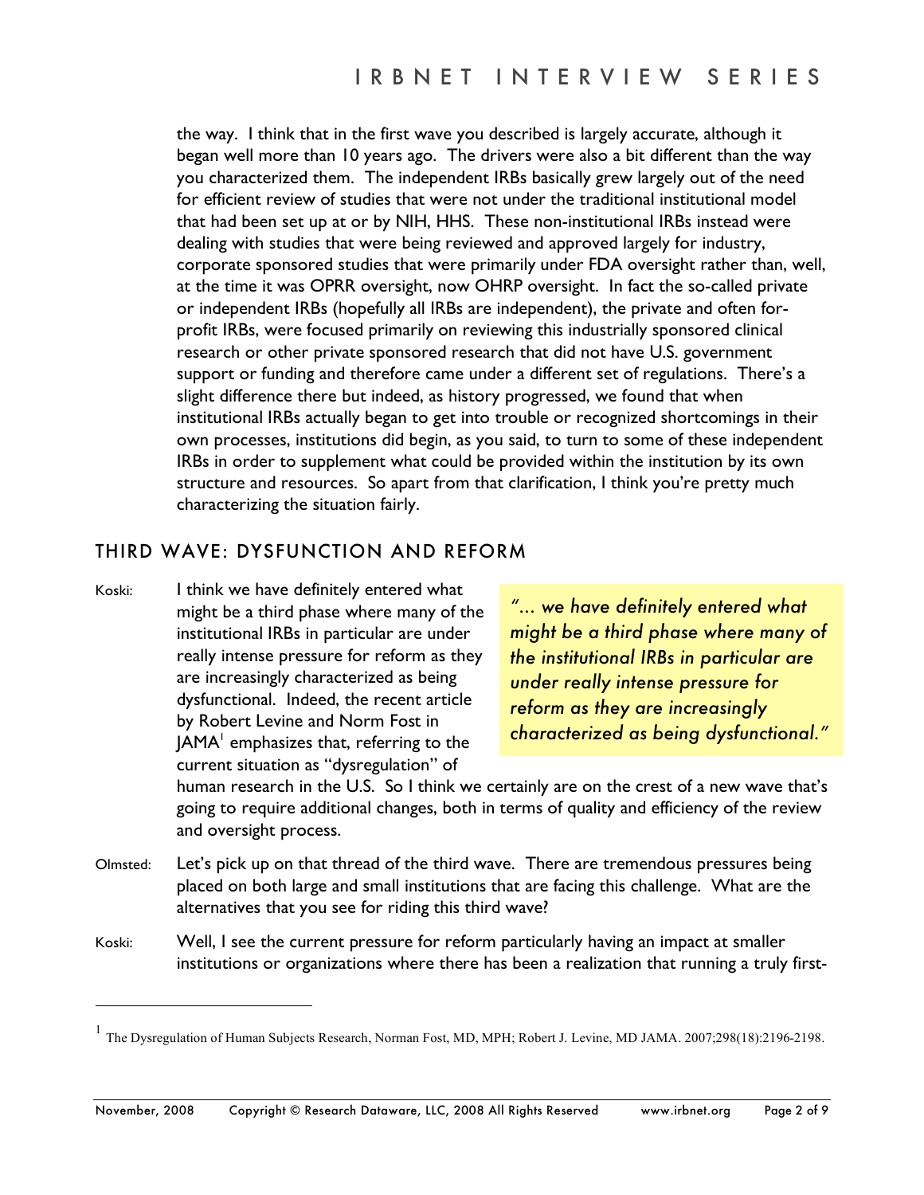the way. I think that in the first wave you described is largely accurate, although it began well more than 10 years ago. The drivers were also a bit different than the way you characterized them. The independent IRBs basically grew largely out of the need for efficient review of studies that were not under the traditional institutional model that had been set up at or by NIH, HHS. These non-institutional IRBs instead were dealing with studies that were being reviewed and approved largely for industry, corporate sponsored studies that were primarily under FDA oversight rather than, well, at the time it was OPRR oversight, now OHRP oversight. In fact the so-called private or independent IRBs (hopefully all IRBs are independent), the private and often for-profit IRBs, were focused primarily on reviewing this industrially sponsored clinical research or other private sponsored research that did not have U.S. government support or funding and therefore came under a different set of regulations. There's a slight difference there but indeed, as history progressed, we found that when institutional IRBs actually began to get into trouble or recognized shortcomings in their own processes, institutions did begin, as you said, to turn to some of these independent IRBs in order to supplement what could be provided within the institution by its own structure and resources. So apart from that clarification, I think you're pretty much characterizing the situation fairly.

## THIRD WAVE: DYSFUNCTION AND REFORM

Koski: I think we have definitely entered what might be a third phase where many of the institutional IRBs in particular are under really intense pressure for reform as they are increasingly characterized as being dysfunctional. Indeed, the recent article by Robert Levine and Norm Fost in JAMA[1] emphasizes that, referring to the current situation as "dysregulation" of human research in the U.S. So I think we certainly are on the crest of a new wave that's going to require additional changes, both in terms of quality and efficiency of the review and oversight process.

> *"... we have definitely entered what might be a third phase where many of the institutional IRBs in particular are under really intense pressure for reform as they are increasingly characterized as being dysfunctional."*

Olmsted: Let's pick up on that thread of the third wave. There are tremendous pressures being placed on both large and small institutions that are facing this challenge. What are the alternatives that you see for riding this third wave?

Koski: Well, I see the current pressure for reform particularly having an impact at smaller institutions or organizations where there has been a realization that running a truly first-

---

[1] The Dysregulation of Human Subjects Research, Norman Fost, MD, MPH; Robert J. Levine, MD JAMA. 2007;298(18):2196-2198.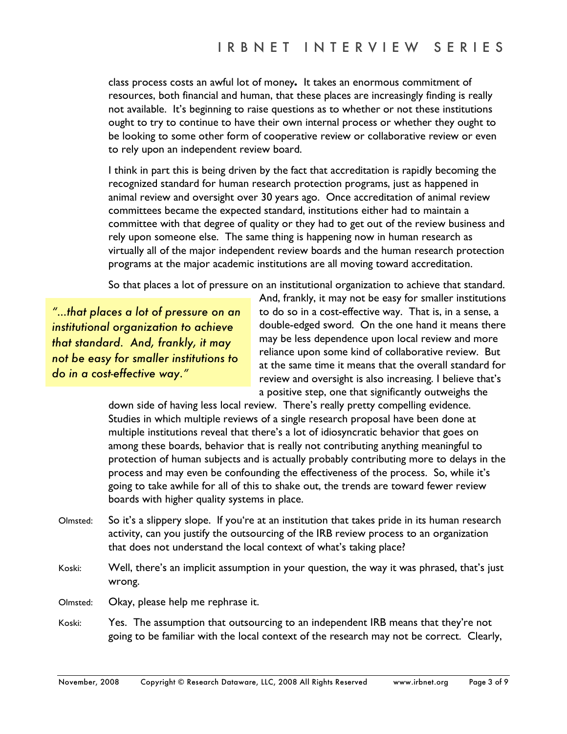class process costs an awful lot of money**.** It takes an enormous commitment of resources, both financial and human, that these places are increasingly finding is really not available. It's beginning to raise questions as to whether or not these institutions ought to try to continue to have their own internal process or whether they ought to be looking to some other form of cooperative review or collaborative review or even to rely upon an independent review board.

I think in part this is being driven by the fact that accreditation is rapidly becoming the recognized standard for human research protection programs, just as happened in animal review and oversight over 30 years ago. Once accreditation of animal review committees became the expected standard, institutions either had to maintain a committee with that degree of quality or they had to get out of the review business and rely upon someone else. The same thing is happening now in human research as virtually all of the major independent review boards and the human research protection programs at the major academic institutions are all moving toward accreditation.

> *"...that places a lot of pressure on an institutional organization to achieve that standard. And, frankly, it may not be easy for smaller institutions to do in a cost-effective way."*

So that places a lot of pressure on an institutional organization to achieve that standard. And, frankly, it may not be easy for smaller institutions to do so in a cost-effective way. That is, in a sense, a double-edged sword. On the one hand it means there may be less dependence upon local review and more reliance upon some kind of collaborative review. But at the same time it means that the overall standard for review and oversight is also increasing. I believe that's a positive step, one that significantly outweighs the down side of having less local review. There's really pretty compelling evidence. Studies in which multiple reviews of a single research proposal have been done at multiple institutions reveal that there's a lot of idiosyncratic behavior that goes on among these boards, behavior that is really not contributing anything meaningful to protection of human subjects and is actually probably contributing more to delays in the process and may even be confounding the effectiveness of the process. So, while it's going to take awhile for all of this to shake out, the trends are toward fewer review boards with higher quality systems in place.

Olmsted: So it's a slippery slope. If you're at an institution that takes pride in its human research activity, can you justify the outsourcing of the IRB review process to an organization that does not understand the local context of what's taking place?

Koski: Well, there's an implicit assumption in your question, the way it was phrased, that's just wrong.

Olmsted: Okay, please help me rephrase it.

Koski: Yes. The assumption that outsourcing to an independent IRB means that they're not going to be familiar with the local context of the research may not be correct. Clearly,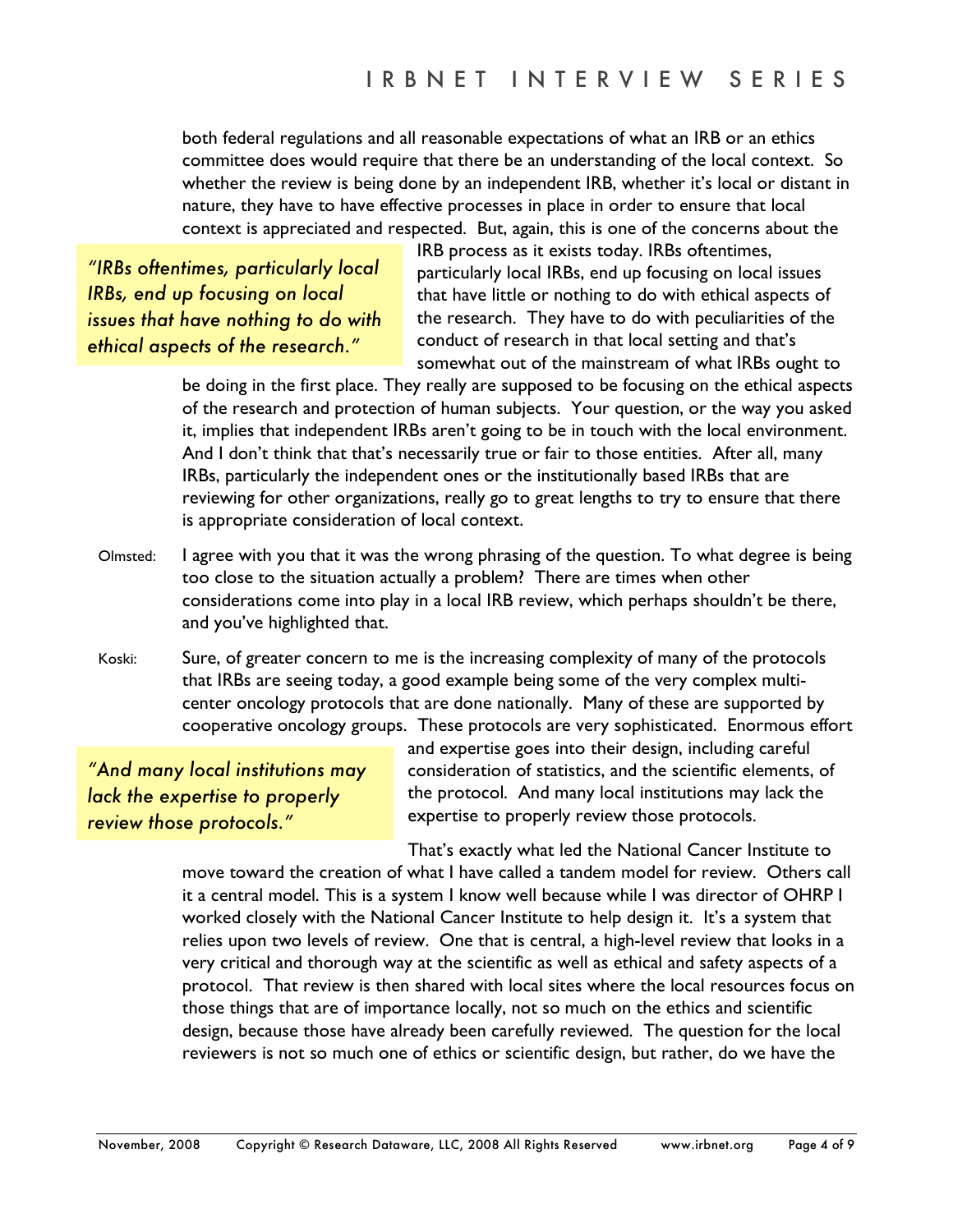both federal regulations and all reasonable expectations of what an IRB or an ethics committee does would require that there be an understanding of the local context. So whether the review is being done by an independent IRB, whether it's local or distant in nature, they have to have effective processes in place in order to ensure that local context is appreciated and respected. But, again, this is one of the concerns about the IRB process as it exists today. IRBs oftentimes, particularly local IRBs, end up focusing on local issues that have little or nothing to do with ethical aspects of the research. They have to do with peculiarities of the conduct of research in that local setting and that's somewhat out of the mainstream of what IRBs ought to be doing in the first place. They really are supposed to be focusing on the ethical aspects of the research and protection of human subjects. Your question, or the way you asked it, implies that independent IRBs aren't going to be in touch with the local environment. And I don't think that that's necessarily true or fair to those entities. After all, many IRBs, particularly the independent ones or the institutionally based IRBs that are reviewing for other organizations, really go to great lengths to try to ensure that there is appropriate consideration of local context.

> *"IRBs oftentimes, particularly local IRBs, end up focusing on local issues that have nothing to do with ethical aspects of the research."*

Olmsted: I agree with you that it was the wrong phrasing of the question. To what degree is being too close to the situation actually a problem? There are times when other considerations come into play in a local IRB review, which perhaps shouldn't be there, and you've highlighted that.

Koski: Sure, of greater concern to me is the increasing complexity of many of the protocols that IRBs are seeing today, a good example being some of the very complex multi-center oncology protocols that are done nationally. Many of these are supported by cooperative oncology groups. These protocols are very sophisticated. Enormous effort and expertise goes into their design, including careful consideration of statistics, and the scientific elements, of the protocol. And many local institutions may lack the expertise to properly review those protocols.

> *"And many local institutions may lack the expertise to properly review those protocols."*

That's exactly what led the National Cancer Institute to move toward the creation of what I have called a tandem model for review. Others call it a central model. This is a system I know well because while I was director of OHRP I worked closely with the National Cancer Institute to help design it. It's a system that relies upon two levels of review. One that is central, a high-level review that looks in a very critical and thorough way at the scientific as well as ethical and safety aspects of a protocol. That review is then shared with local sites where the local resources focus on those things that are of importance locally, not so much on the ethics and scientific design, because those have already been carefully reviewed. The question for the local reviewers is not so much one of ethics or scientific design, but rather, do we have the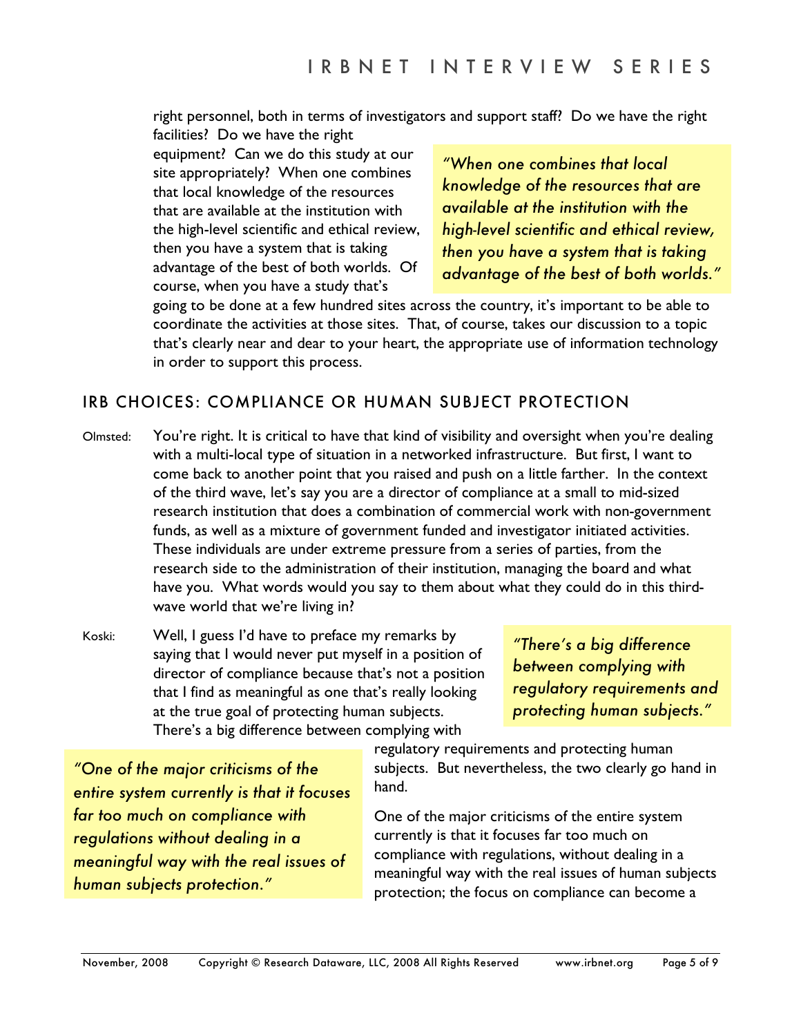right personnel, both in terms of investigators and support staff? Do we have the right facilities? Do we have the right equipment? Can we do this study at our site appropriately? When one combines that local knowledge of the resources that are available at the institution with the high-level scientific and ethical review, then you have a system that is taking advantage of the best of both worlds. Of course, when you have a study that's going to be done at a few hundred sites across the country, it's important to be able to coordinate the activities at those sites. That, of course, takes our discussion to a topic that's clearly near and dear to your heart, the appropriate use of information technology in order to support this process.

> *"When one combines that local knowledge of the resources that are available at the institution with the high-level scientific and ethical review, then you have a system that is taking advantage of the best of both worlds."*

## IRB CHOICES: COMPLIANCE OR HUMAN SUBJECT PROTECTION

Olmsted: You're right. It is critical to have that kind of visibility and oversight when you're dealing with a multi-local type of situation in a networked infrastructure. But first, I want to come back to another point that you raised and push on a little farther. In the context of the third wave, let's say you are a director of compliance at a small to mid-sized research institution that does a combination of commercial work with non-government funds, as well as a mixture of government funded and investigator initiated activities. These individuals are under extreme pressure from a series of parties, from the research side to the administration of their institution, managing the board and what have you. What words would you say to them about what they could do in this third-wave world that we're living in?

Koski: Well, I guess I'd have to preface my remarks by saying that I would never put myself in a position of director of compliance because that's not a position that I find as meaningful as one that's really looking at the true goal of protecting human subjects. There's a big difference between complying with regulatory requirements and protecting human subjects. But nevertheless, the two clearly go hand in hand.

> *"There's a big difference between complying with regulatory requirements and protecting human subjects."*

One of the major criticisms of the entire system currently is that it focuses far too much on compliance with regulations, without dealing in a meaningful way with the real issues of human subjects protection; the focus on compliance can become a

> *"One of the major criticisms of the entire system currently is that it focuses far too much on compliance with regulations without dealing in a meaningful way with the real issues of human subjects protection."*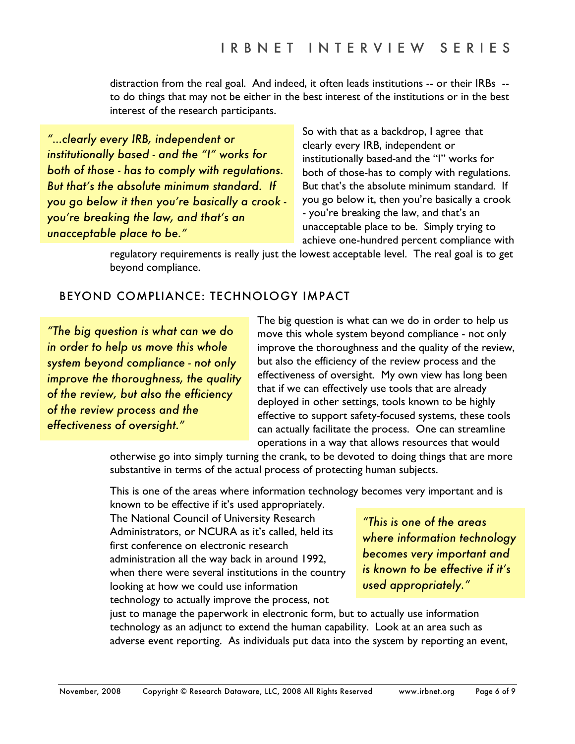distraction from the real goal. And indeed, it often leads institutions -- or their IRBs -- to do things that may not be either in the best interest of the institutions or in the best interest of the research participants.

> *"...clearly every IRB, independent or institutionally based - and the "I" works for both of those - has to comply with regulations. But that's the absolute minimum standard. If you go below it then you're basically a crook - you're breaking the law, and that's an unacceptable place to be."*

So with that as a backdrop, I agree that clearly every IRB, independent or institutionally based-and the "I" works for both of those-has to comply with regulations. But that's the absolute minimum standard. If you go below it, then you're basically a crook - you're breaking the law, and that's an unacceptable place to be. Simply trying to achieve one-hundred percent compliance with regulatory requirements is really just the lowest acceptable level. The real goal is to get beyond compliance.

## BEYOND COMPLIANCE: TECHNOLOGY IMPACT

> *"The big question is what can we do in order to help us move this whole system beyond compliance - not only improve the thoroughness, the quality of the review, but also the efficiency of the review process and the effectiveness of oversight."*

The big question is what can we do in order to help us move this whole system beyond compliance - not only improve the thoroughness and the quality of the review, but also the efficiency of the review process and the effectiveness of oversight. My own view has long been that if we can effectively use tools that are already deployed in other settings, tools known to be highly effective to support safety-focused systems, these tools can actually facilitate the process. One can streamline operations in a way that allows resources that would otherwise go into simply turning the crank, to be devoted to doing things that are more substantive in terms of the actual process of protecting human subjects.

This is one of the areas where information technology becomes very important and is known to be effective if it's used appropriately. The National Council of University Research Administrators, or NCURA as it's called, held its first conference on electronic research administration all the way back in around 1992, when there were several institutions in the country looking at how we could use information technology to actually improve the process, not just to manage the paperwork in electronic form, but to actually use information technology as an adjunct to extend the human capability. Look at an area such as adverse event reporting. As individuals put data into the system by reporting an event,

> *"This is one of the areas where information technology becomes very important and is known to be effective if it's used appropriately."*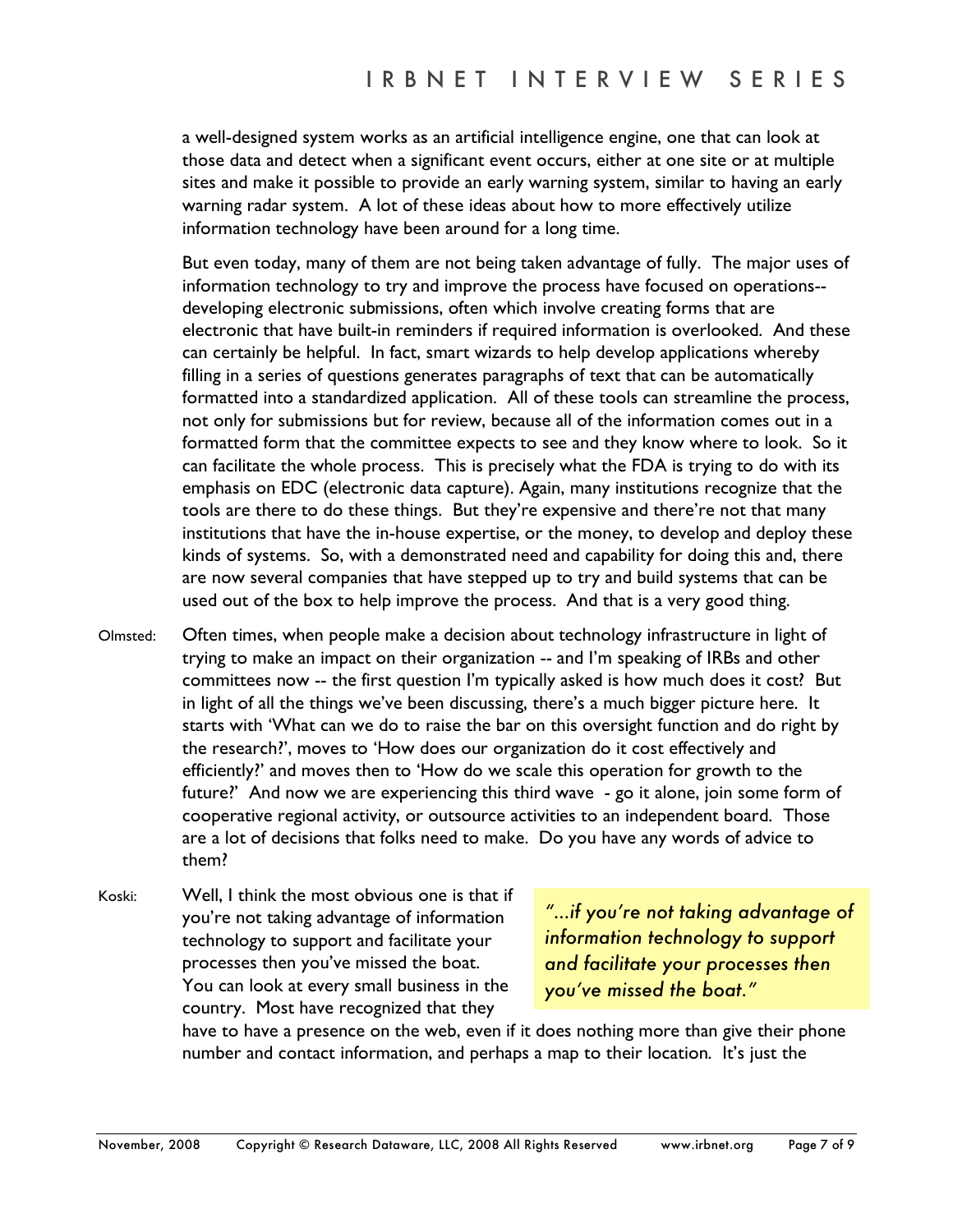a well-designed system works as an artificial intelligence engine, one that can look at those data and detect when a significant event occurs, either at one site or at multiple sites and make it possible to provide an early warning system, similar to having an early warning radar system. A lot of these ideas about how to more effectively utilize information technology have been around for a long time.

But even today, many of them are not being taken advantage of fully. The major uses of information technology to try and improve the process have focused on operations-- developing electronic submissions, often which involve creating forms that are electronic that have built-in reminders if required information is overlooked. And these can certainly be helpful. In fact, smart wizards to help develop applications whereby filling in a series of questions generates paragraphs of text that can be automatically formatted into a standardized application. All of these tools can streamline the process, not only for submissions but for review, because all of the information comes out in a formatted form that the committee expects to see and they know where to look. So it can facilitate the whole process. This is precisely what the FDA is trying to do with its emphasis on EDC (electronic data capture). Again, many institutions recognize that the tools are there to do these things. But they're expensive and there're not that many institutions that have the in-house expertise, or the money, to develop and deploy these kinds of systems. So, with a demonstrated need and capability for doing this and, there are now several companies that have stepped up to try and build systems that can be used out of the box to help improve the process. And that is a very good thing.

Olmsted: Often times, when people make a decision about technology infrastructure in light of trying to make an impact on their organization -- and I'm speaking of IRBs and other committees now -- the first question I'm typically asked is how much does it cost? But in light of all the things we've been discussing, there's a much bigger picture here. It starts with 'What can we do to raise the bar on this oversight function and do right by the research?', moves to 'How does our organization do it cost effectively and efficiently?' and moves then to 'How do we scale this operation for growth to the future?' And now we are experiencing this third wave - go it alone, join some form of cooperative regional activity, or outsource activities to an independent board. Those are a lot of decisions that folks need to make. Do you have any words of advice to them?

Koski: Well, I think the most obvious one is that if you're not taking advantage of information technology to support and facilitate your processes then you've missed the boat. You can look at every small business in the country. Most have recognized that they have to have a presence on the web, even if it does nothing more than give their phone number and contact information, and perhaps a map to their location. It's just the

> *"...if you're not taking advantage of information technology to support and facilitate your processes then you've missed the boat."*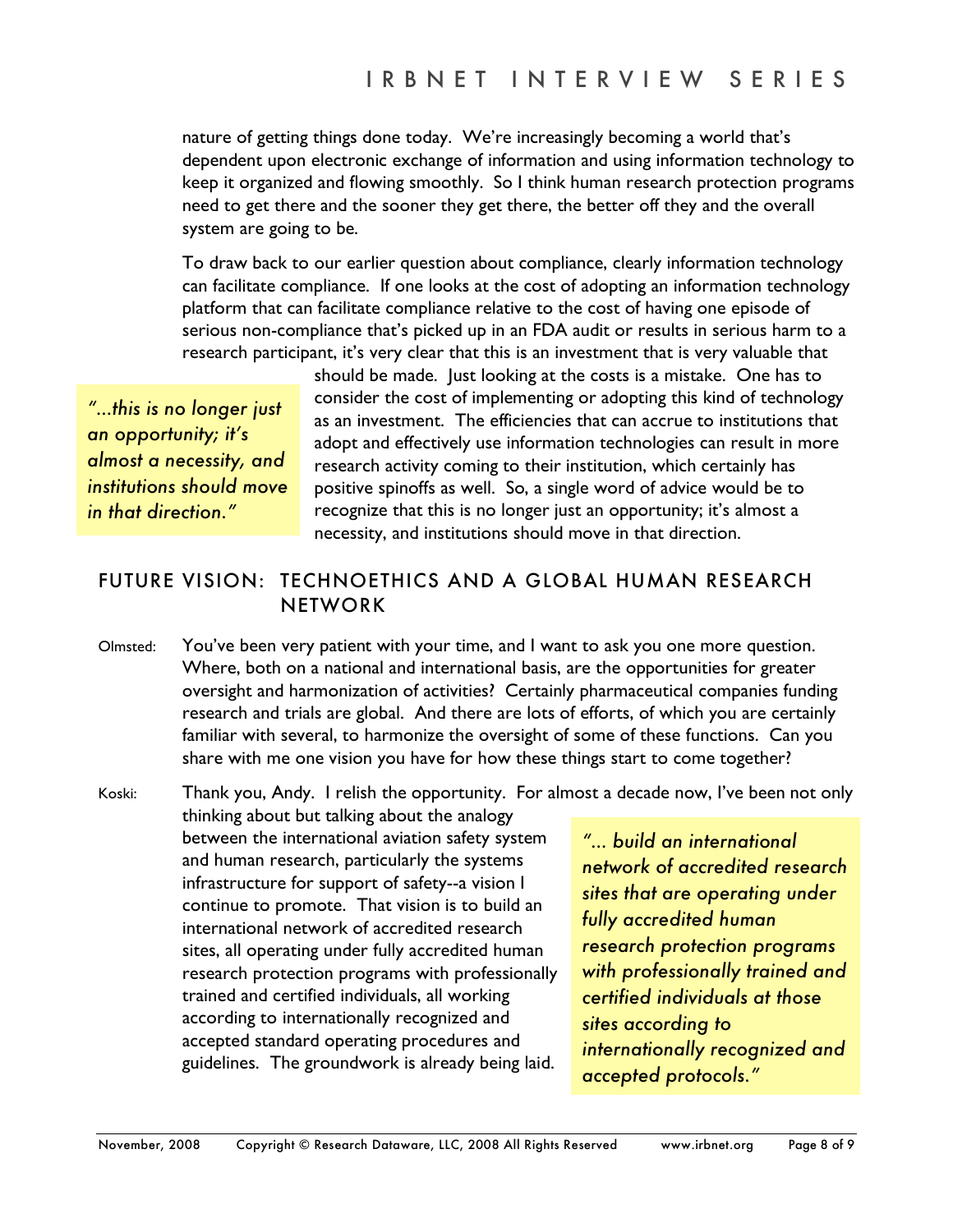nature of getting things done today. We're increasingly becoming a world that's dependent upon electronic exchange of information and using information technology to keep it organized and flowing smoothly. So I think human research protection programs need to get there and the sooner they get there, the better off they and the overall system are going to be.

To draw back to our earlier question about compliance, clearly information technology can facilitate compliance. If one looks at the cost of adopting an information technology platform that can facilitate compliance relative to the cost of having one episode of serious non-compliance that's picked up in an FDA audit or results in serious harm to a research participant, it's very clear that this is an investment that is very valuable that should be made. Just looking at the costs is a mistake. One has to consider the cost of implementing or adopting this kind of technology as an investment. The efficiencies that can accrue to institutions that adopt and effectively use information technologies can result in more research activity coming to their institution, which certainly has positive spinoffs as well. So, a single word of advice would be to recognize that this is no longer just an opportunity; it's almost a necessity, and institutions should move in that direction.

> *"...this is no longer just an opportunity; it's almost a necessity, and institutions should move in that direction."*

## FUTURE VISION: TECHNOETHICS AND A GLOBAL HUMAN RESEARCH NETWORK

Olmsted: You've been very patient with your time, and I want to ask you one more question. Where, both on a national and international basis, are the opportunities for greater oversight and harmonization of activities? Certainly pharmaceutical companies funding research and trials are global. And there are lots of efforts, of which you are certainly familiar with several, to harmonize the oversight of some of these functions. Can you share with me one vision you have for how these things start to come together?

Koski: Thank you, Andy. I relish the opportunity. For almost a decade now, I've been not only thinking about but talking about the analogy between the international aviation safety system and human research, particularly the systems infrastructure for support of safety--a vision I continue to promote. That vision is to build an international network of accredited research sites, all operating under fully accredited human research protection programs with professionally trained and certified individuals, all working according to internationally recognized and accepted standard operating procedures and guidelines. The groundwork is already being laid.

> *"... build an international network of accredited research sites that are operating under fully accredited human research protection programs with professionally trained and certified individuals at those sites according to internationally recognized and accepted protocols."*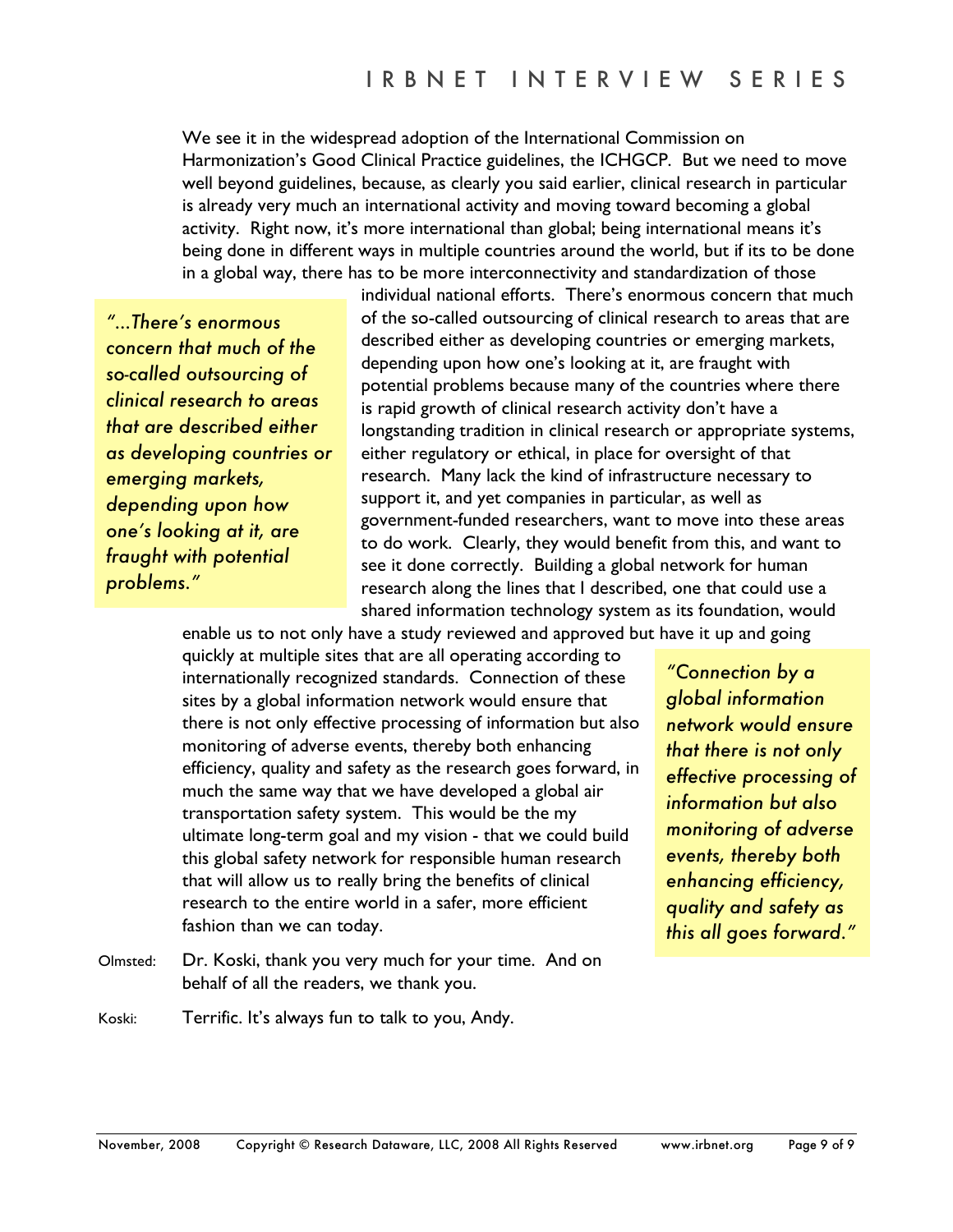We see it in the widespread adoption of the International Commission on Harmonization's Good Clinical Practice guidelines, the ICHGCP. But we need to move well beyond guidelines, because, as clearly you said earlier, clinical research in particular is already very much an international activity and moving toward becoming a global activity. Right now, it's more international than global; being international means it's being done in different ways in multiple countries around the world, but if its to be done in a global way, there has to be more interconnectivity and standardization of those individual national efforts. There's enormous concern that much of the so-called outsourcing of clinical research to areas that are described either as developing countries or emerging markets, depending upon how one's looking at it, are fraught with potential problems because many of the countries where there is rapid growth of clinical research activity don't have a longstanding tradition in clinical research or appropriate systems, either regulatory or ethical, in place for oversight of that research. Many lack the kind of infrastructure necessary to support it, and yet companies in particular, as well as government-funded researchers, want to move into these areas to do work. Clearly, they would benefit from this, and want to see it done correctly. Building a global network for human research along the lines that I described, one that could use a shared information technology system as its foundation, would enable us to not only have a study reviewed and approved but have it up and going quickly at multiple sites that are all operating according to internationally recognized standards. Connection of these sites by a global information network would ensure that there is not only effective processing of information but also monitoring of adverse events, thereby both enhancing efficiency, quality and safety as the research goes forward, in much the same way that we have developed a global air transportation safety system. This would be the my ultimate long-term goal and my vision - that we could build this global safety network for responsible human research that will allow us to really bring the benefits of clinical research to the entire world in a safer, more efficient fashion than we can today.

> *"...There's enormous concern that much of the so-called outsourcing of clinical research to areas that are described either as developing countries or emerging markets, depending upon how one's looking at it, are fraught with potential problems."*

> *"Connection by a global information network would ensure that there is not only effective processing of information but also monitoring of adverse events, thereby both enhancing efficiency, quality and safety as this all goes forward."*

Olmsted: Dr. Koski, thank you very much for your time. And on behalf of all the readers, we thank you.

Koski: Terrific. It's always fun to talk to you, Andy.